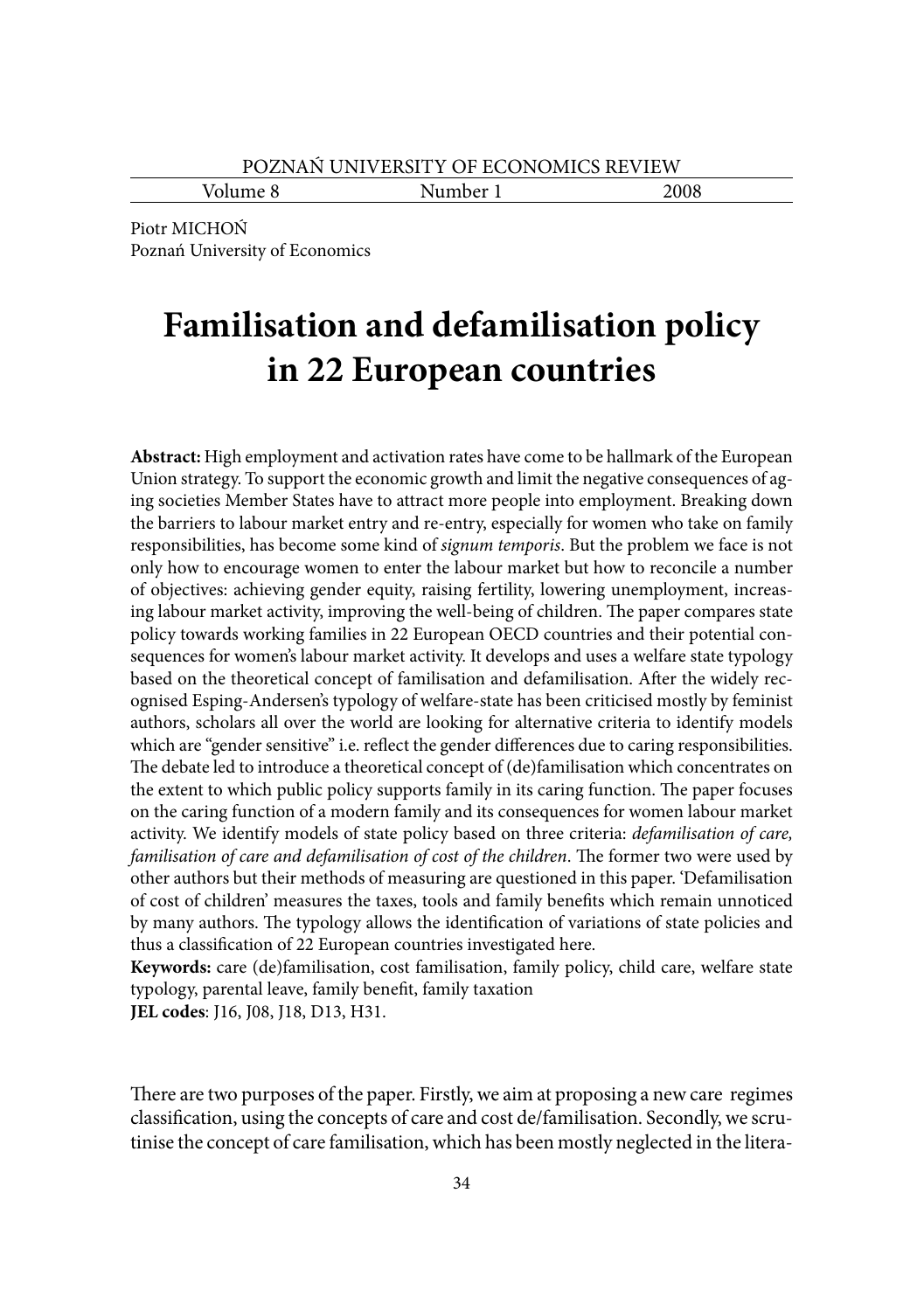Piotr MICHOŃ
Poznań University of Economics

# Familisation and defamilisation policy in 22 European countries

**Abstract:** High employment and activation rates have come to be hallmark of the European Union strategy. To support the economic growth and limit the negative consequences of aging societies Member States have to attract more people into employment. Breaking down the barriers to labour market entry and re-entry, especially for women who take on family responsibilities, has become some kind of *signum temporis*. But the problem we face is not only how to encourage women to enter the labour market but how to reconcile a number of objectives: achieving gender equity, raising fertility, lowering unemployment, increasing labour market activity, improving the well-being of children. The paper compares state policy towards working families in 22 European OECD countries and their potential consequences for women's labour market activity. It develops and uses a welfare state typology based on the theoretical concept of familisation and defamilisation. After the widely recognised Esping-Andersen's typology of welfare-state has been criticised mostly by feminist authors, scholars all over the world are looking for alternative criteria to identify models which are "gender sensitive" i.e. reflect the gender differences due to caring responsibilities. The debate led to introduce a theoretical concept of (de)familisation which concentrates on the extent to which public policy supports family in its caring function. The paper focuses on the caring function of a modern family and its consequences for women labour market activity. We identify models of state policy based on three criteria: *defamilisation of care, familisation of care and defamilisation of cost of the children*. The former two were used by other authors but their methods of measuring are questioned in this paper. 'Defamilisation of cost of children' measures the taxes, tools and family benefits which remain unnoticed by many authors. The typology allows the identification of variations of state policies and thus a classification of 22 European countries investigated here.

**Keywords:** care (de)familisation, cost familisation, family policy, child care, welfare state typology, parental leave, family benefit, family taxation

**JEL codes**: J16, J08, J18, D13, H31.

There are two purposes of the paper. Firstly, we aim at proposing a new care regimes classification, using the concepts of care and cost de/familisation. Secondly, we scrutinise the concept of care familisation, which has been mostly neglected in the litera-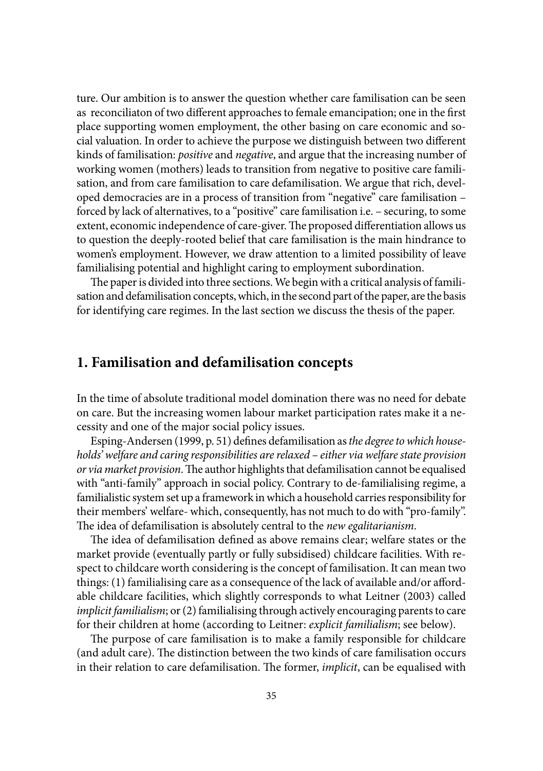ture. Our ambition is to answer the question whether care familisation can be seen as reconciliaton of two different approaches to female emancipation; one in the first place supporting women employment, the other basing on care economic and social valuation. In order to achieve the purpose we distinguish between two different kinds of familisation: *positive* and *negative*, and argue that the increasing number of working women (mothers) leads to transition from negative to positive care familisation, and from care familisation to care defamilisation. We argue that rich, developed democracies are in a process of transition from "negative" care familisation – forced by lack of alternatives, to a "positive" care familisation i.e. – securing, to some extent, economic independence of care-giver. The proposed differentiation allows us to question the deeply-rooted belief that care familisation is the main hindrance to women's employment. However, we draw attention to a limited possibility of leave familialising potential and highlight caring to employment subordination.

The paper is divided into three sections. We begin with a critical analysis of familisation and defamilisation concepts, which, in the second part of the paper, are the basis for identifying care regimes. In the last section we discuss the thesis of the paper.

## 1. Familisation and defamilisation concepts

In the time of absolute traditional model domination there was no need for debate on care. But the increasing women labour market participation rates make it a necessity and one of the major social policy issues.

Esping-Andersen (1999, p. 51) defines defamilisation as *the degree to which households' welfare and caring responsibilities are relaxed – either via welfare state provision or via market provision*. The author highlights that defamilisation cannot be equalised with "anti-family" approach in social policy. Contrary to de-familialising regime, a familialistic system set up a framework in which a household carries responsibility for their members' welfare- which, consequently, has not much to do with "pro-family". The idea of defamilisation is absolutely central to the *new egalitarianism*.

The idea of defamilisation defined as above remains clear; welfare states or the market provide (eventually partly or fully subsidised) childcare facilities. With respect to childcare worth considering is the concept of familisation. It can mean two things: (1) familialising care as a consequence of the lack of available and/or affordable childcare facilities, which slightly corresponds to what Leitner (2003) called *implicit familialism*; or (2) familialising through actively encouraging parents to care for their children at home (according to Leitner: *explicit familialism*; see below).

The purpose of care familisation is to make a family responsible for childcare (and adult care). The distinction between the two kinds of care familisation occurs in their relation to care defamilisation. The former, *implicit*, can be equalised with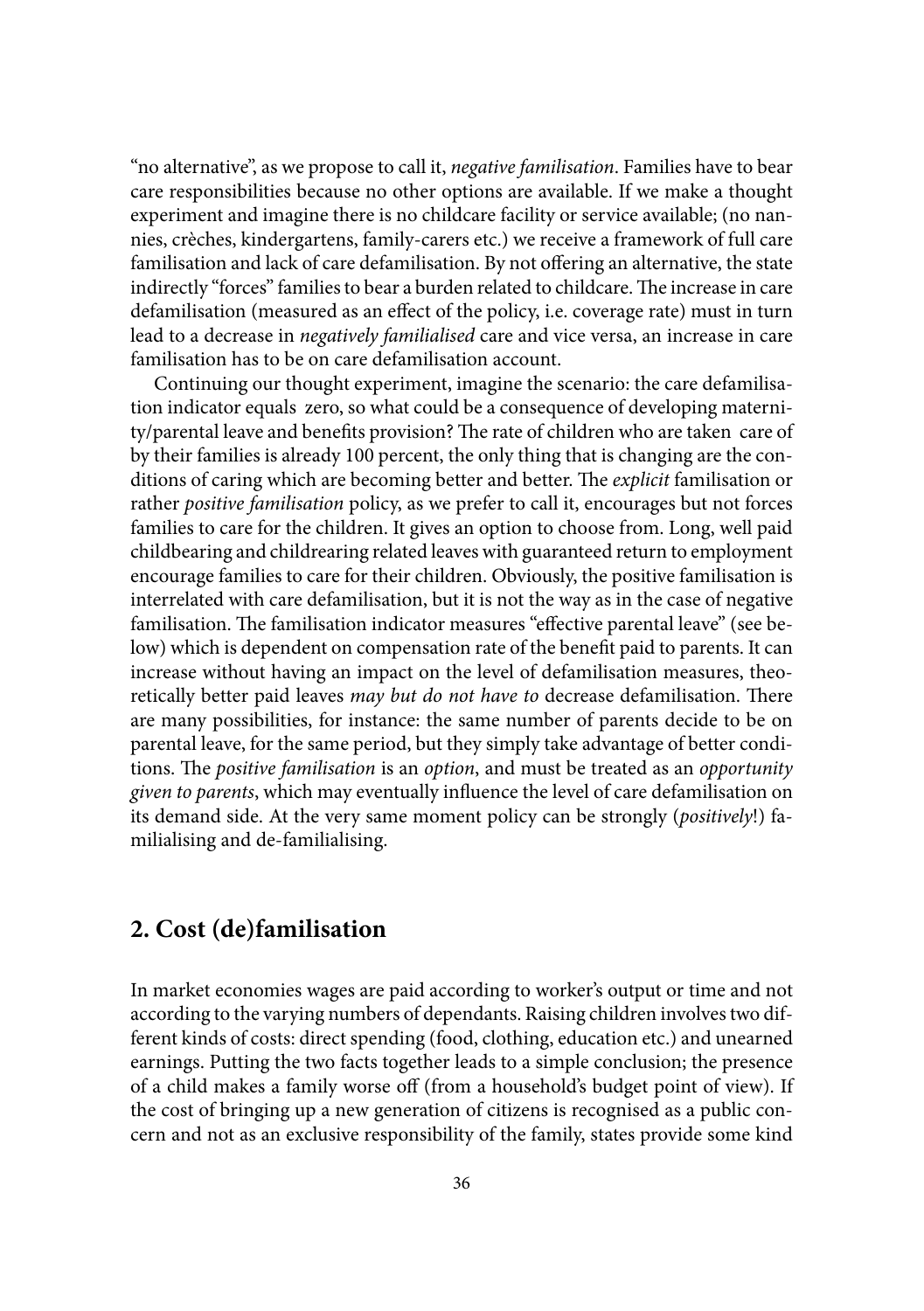"no alternative", as we propose to call it, *negative familisation*. Families have to bear care responsibilities because no other options are available. If we make a thought experiment and imagine there is no childcare facility or service available; (no nannies, crèches, kindergartens, family-carers etc.) we receive a framework of full care familisation and lack of care defamilisation. By not offering an alternative, the state indirectly "forces" families to bear a burden related to childcare. The increase in care defamilisation (measured as an effect of the policy, i.e. coverage rate) must in turn lead to a decrease in *negatively familialised* care and vice versa, an increase in care familisation has to be on care defamilisation account.

Continuing our thought experiment, imagine the scenario: the care defamilisation indicator equals zero, so what could be a consequence of developing maternity/parental leave and benefits provision? The rate of children who are taken care of by their families is already 100 percent, the only thing that is changing are the conditions of caring which are becoming better and better. The *explicit* familisation or rather *positive familisation* policy, as we prefer to call it, encourages but not forces families to care for the children. It gives an option to choose from. Long, well paid childbearing and childrearing related leaves with guaranteed return to employment encourage families to care for their children. Obviously, the positive familisation is interrelated with care defamilisation, but it is not the way as in the case of negative familisation. The familisation indicator measures "effective parental leave" (see below) which is dependent on compensation rate of the benefit paid to parents. It can increase without having an impact on the level of defamilisation measures, theoretically better paid leaves *may but do not have to* decrease defamilisation. There are many possibilities, for instance: the same number of parents decide to be on parental leave, for the same period, but they simply take advantage of better conditions. The *positive familisation* is an *option*, and must be treated as an *opportunity given to parents*, which may eventually influence the level of care defamilisation on its demand side. At the very same moment policy can be strongly (*positively*!) familialising and de-familialising.

## 2. Cost (de)familisation

In market economies wages are paid according to worker's output or time and not according to the varying numbers of dependants. Raising children involves two different kinds of costs: direct spending (food, clothing, education etc.) and unearned earnings. Putting the two facts together leads to a simple conclusion; the presence of a child makes a family worse off (from a household's budget point of view). If the cost of bringing up a new generation of citizens is recognised as a public concern and not as an exclusive responsibility of the family, states provide some kind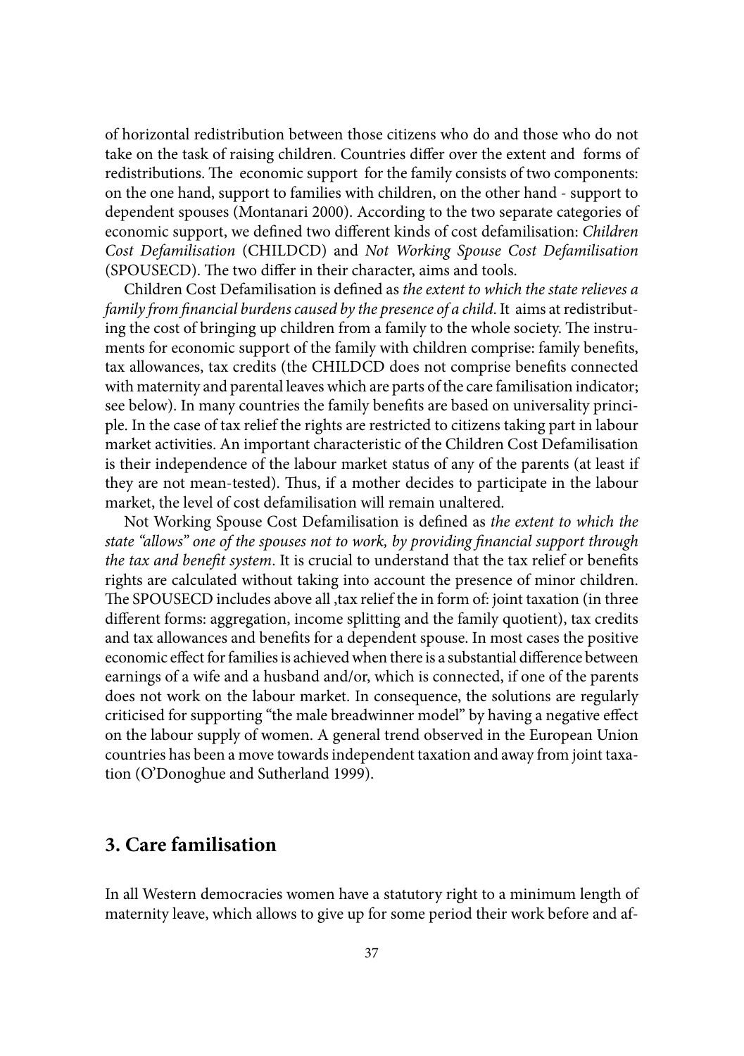of horizontal redistribution between those citizens who do and those who do not take on the task of raising children. Countries differ over the extent and forms of redistributions. The economic support for the family consists of two components: on the one hand, support to families with children, on the other hand - support to dependent spouses (Montanari 2000). According to the two separate categories of economic support, we defined two different kinds of cost defamilisation: *Children Cost Defamilisation* (CHILDCD) and *Not Working Spouse Cost Defamilisation* (SPOUSECD). The two differ in their character, aims and tools.

Children Cost Defamilisation is defined as *the extent to which the state relieves a family from financial burdens caused by the presence of a child*. It aims at redistributing the cost of bringing up children from a family to the whole society. The instruments for economic support of the family with children comprise: family benefits, tax allowances, tax credits (the CHILDCD does not comprise benefits connected with maternity and parental leaves which are parts of the care familisation indicator; see below). In many countries the family benefits are based on universality principle. In the case of tax relief the rights are restricted to citizens taking part in labour market activities. An important characteristic of the Children Cost Defamilisation is their independence of the labour market status of any of the parents (at least if they are not mean-tested). Thus, if a mother decides to participate in the labour market, the level of cost defamilisation will remain unaltered.

Not Working Spouse Cost Defamilisation is defined as *the extent to which the state "allows" one of the spouses not to work, by providing financial support through the tax and benefit system*. It is crucial to understand that the tax relief or benefits rights are calculated without taking into account the presence of minor children. The SPOUSECD includes above all ,tax relief the in form of: joint taxation (in three different forms: aggregation, income splitting and the family quotient), tax credits and tax allowances and benefits for a dependent spouse. In most cases the positive economic effect for families is achieved when there is a substantial difference between earnings of a wife and a husband and/or, which is connected, if one of the parents does not work on the labour market. In consequence, the solutions are regularly criticised for supporting "the male breadwinner model" by having a negative effect on the labour supply of women. A general trend observed in the European Union countries has been a move towards independent taxation and away from joint taxation (O'Donoghue and Sutherland 1999).

## 3. Care familisation

In all Western democracies women have a statutory right to a minimum length of maternity leave, which allows to give up for some period their work before and af-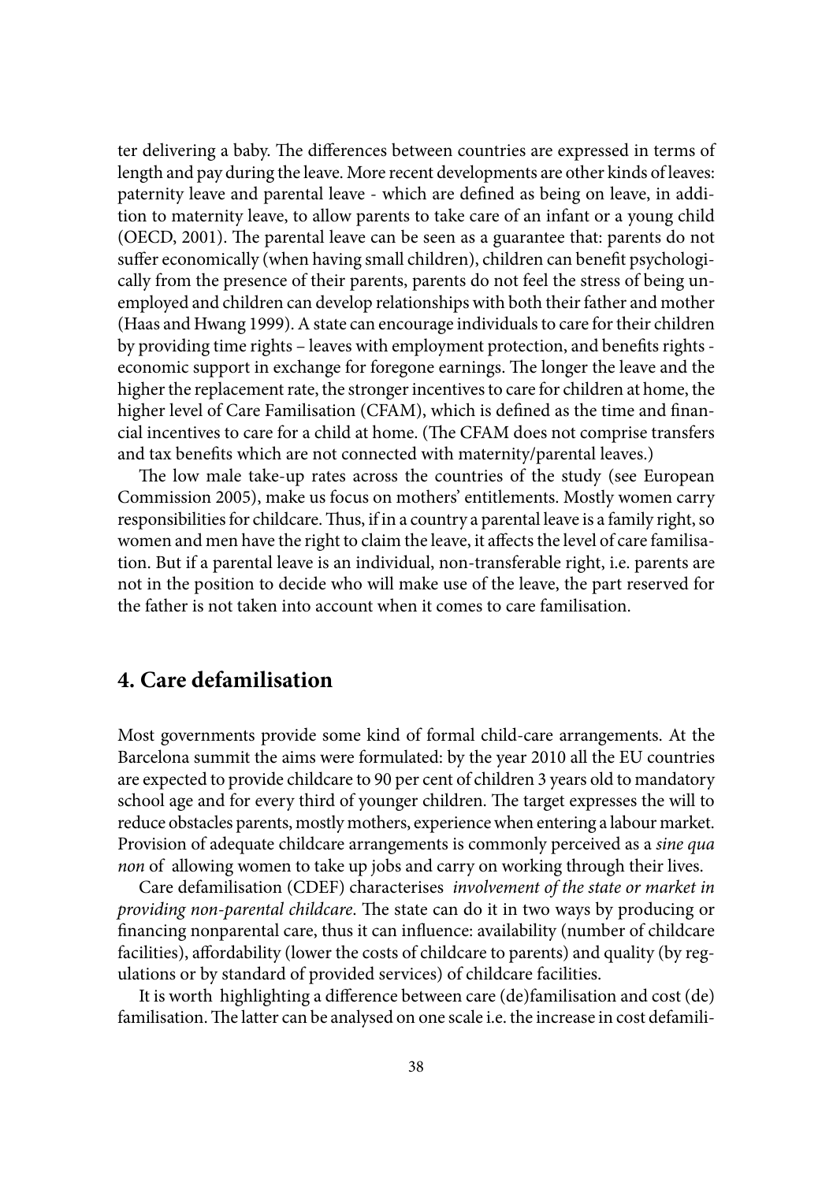ter delivering a baby. The differences between countries are expressed in terms of length and pay during the leave. More recent developments are other kinds of leaves: paternity leave and parental leave - which are defined as being on leave, in addition to maternity leave, to allow parents to take care of an infant or a young child (OECD, 2001). The parental leave can be seen as a guarantee that: parents do not suffer economically (when having small children), children can benefit psychologically from the presence of their parents, parents do not feel the stress of being unemployed and children can develop relationships with both their father and mother (Haas and Hwang 1999). A state can encourage individuals to care for their children by providing time rights – leaves with employment protection, and benefits rights - economic support in exchange for foregone earnings. The longer the leave and the higher the replacement rate, the stronger incentives to care for children at home, the higher level of Care Familisation (CFAM), which is defined as the time and financial incentives to care for a child at home. (The CFAM does not comprise transfers and tax benefits which are not connected with maternity/parental leaves.)

The low male take-up rates across the countries of the study (see European Commission 2005), make us focus on mothers' entitlements. Mostly women carry responsibilities for childcare. Thus, if in a country a parental leave is a family right, so women and men have the right to claim the leave, it affects the level of care familisation. But if a parental leave is an individual, non-transferable right, i.e. parents are not in the position to decide who will make use of the leave, the part reserved for the father is not taken into account when it comes to care familisation.

## 4. Care defamilisation

Most governments provide some kind of formal child-care arrangements. At the Barcelona summit the aims were formulated: by the year 2010 all the EU countries are expected to provide childcare to 90 per cent of children 3 years old to mandatory school age and for every third of younger children. The target expresses the will to reduce obstacles parents, mostly mothers, experience when entering a labour market. Provision of adequate childcare arrangements is commonly perceived as a *sine qua non* of allowing women to take up jobs and carry on working through their lives.

Care defamilisation (CDEF) characterises *involvement of the state or market in providing non-parental childcare*. The state can do it in two ways by producing or financing nonparental care, thus it can influence: availability (number of childcare facilities), affordability (lower the costs of childcare to parents) and quality (by regulations or by standard of provided services) of childcare facilities.

It is worth highlighting a difference between care (de)familisation and cost (de) familisation. The latter can be analysed on one scale i.e. the increase in cost defamili-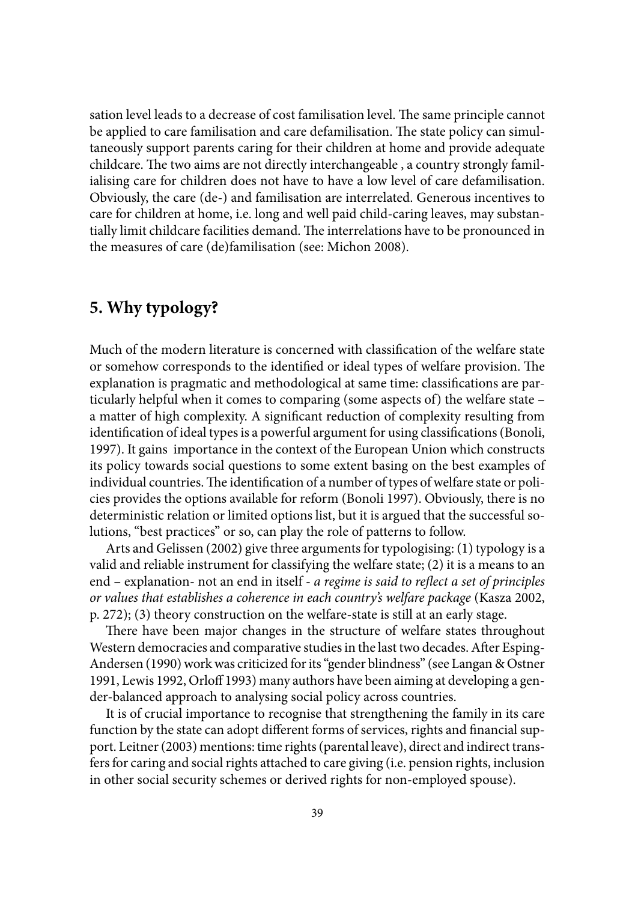sation level leads to a decrease of cost familisation level. The same principle cannot be applied to care familisation and care defamilisation. The state policy can simultaneously support parents caring for their children at home and provide adequate childcare. The two aims are not directly interchangeable , a country strongly familialising care for children does not have to have a low level of care defamilisation. Obviously, the care (de-) and familisation are interrelated. Generous incentives to care for children at home, i.e. long and well paid child-caring leaves, may substantially limit childcare facilities demand. The interrelations have to be pronounced in the measures of care (de)familisation (see: Michon 2008).

## 5. Why typology?

Much of the modern literature is concerned with classification of the welfare state or somehow corresponds to the identified or ideal types of welfare provision. The explanation is pragmatic and methodological at same time: classifications are particularly helpful when it comes to comparing (some aspects of) the welfare state – a matter of high complexity. A significant reduction of complexity resulting from identification of ideal types is a powerful argument for using classifications (Bonoli, 1997). It gains importance in the context of the European Union which constructs its policy towards social questions to some extent basing on the best examples of individual countries. The identification of a number of types of welfare state or policies provides the options available for reform (Bonoli 1997). Obviously, there is no deterministic relation or limited options list, but it is argued that the successful solutions, "best practices" or so, can play the role of patterns to follow.

Arts and Gelissen (2002) give three arguments for typologising: (1) typology is a valid and reliable instrument for classifying the welfare state; (2) it is a means to an end – explanation- not an end in itself - *a regime is said to reflect a set of principles or values that establishes a coherence in each country's welfare package* (Kasza 2002, p. 272); (3) theory construction on the welfare-state is still at an early stage.

There have been major changes in the structure of welfare states throughout Western democracies and comparative studies in the last two decades. After Esping-Andersen (1990) work was criticized for its "gender blindness" (see Langan & Ostner 1991, Lewis 1992, Orloff 1993) many authors have been aiming at developing a gender-balanced approach to analysing social policy across countries.

It is of crucial importance to recognise that strengthening the family in its care function by the state can adopt different forms of services, rights and financial support. Leitner (2003) mentions: time rights (parental leave), direct and indirect transfers for caring and social rights attached to care giving (i.e. pension rights, inclusion in other social security schemes or derived rights for non-employed spouse).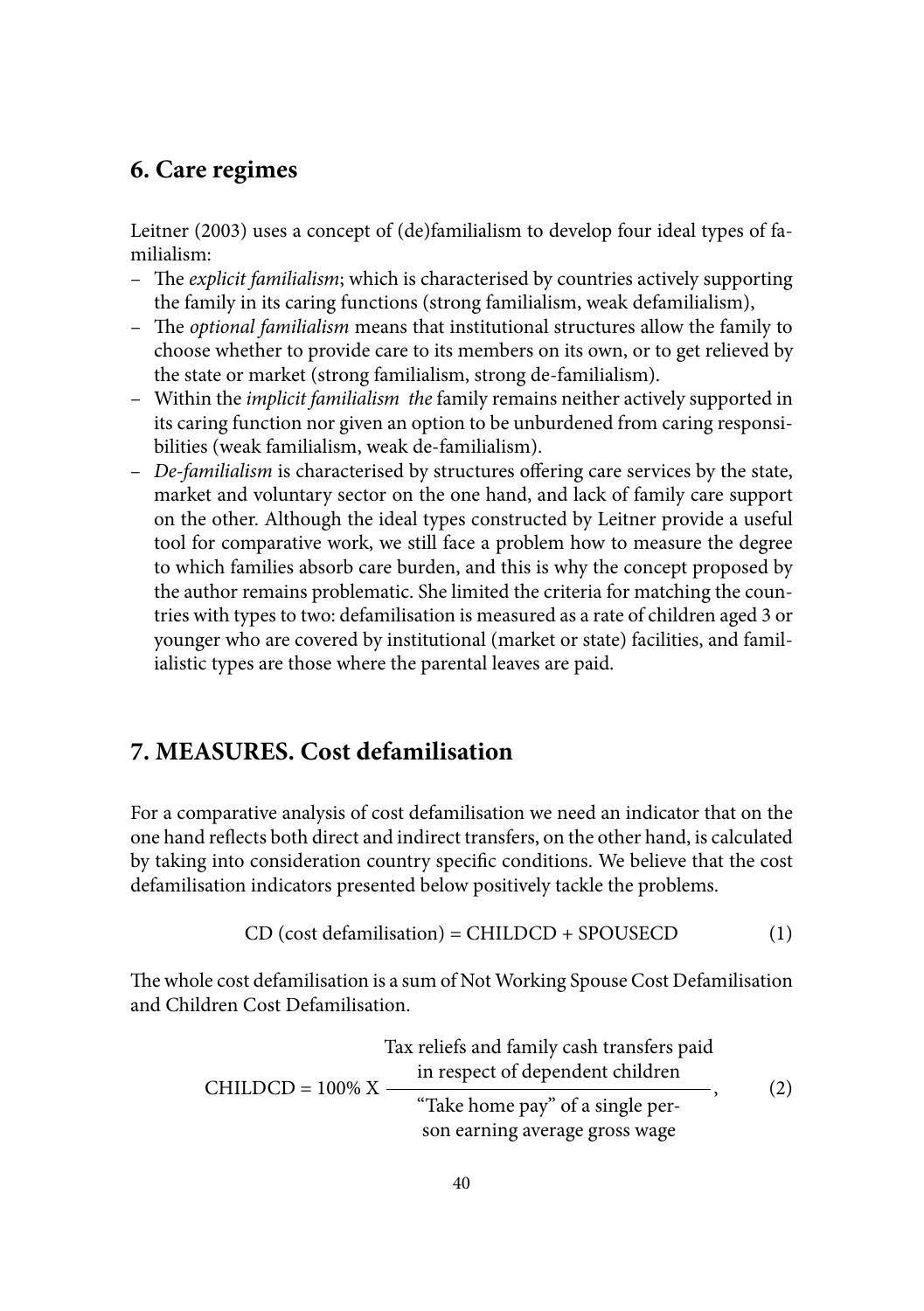## 6. Care regimes

Leitner (2003) uses a concept of (de)familialism to develop four ideal types of familialism:

- The *explicit familialism*; which is characterised by countries actively supporting the family in its caring functions (strong familialism, weak defamilialism),
- The *optional familialism* means that institutional structures allow the family to choose whether to provide care to its members on its own, or to get relieved by the state or market (strong familialism, strong de-familialism).
- Within the *implicit familialism the* family remains neither actively supported in its caring function nor given an option to be unburdened from caring responsibilities (weak familialism, weak de-familialism).
- *De-familialism* is characterised by structures offering care services by the state, market and voluntary sector on the one hand, and lack of family care support on the other. Although the ideal types constructed by Leitner provide a useful tool for comparative work, we still face a problem how to measure the degree to which families absorb care burden, and this is why the concept proposed by the author remains problematic. She limited the criteria for matching the countries with types to two: defamilisation is measured as a rate of children aged 3 or younger who are covered by institutional (market or state) facilities, and familialistic types are those where the parental leaves are paid.

## 7. MEASURES. Cost defamilisation

For a comparative analysis of cost defamilisation we need an indicator that on the one hand reflects both direct and indirect transfers, on the other hand, is calculated by taking into consideration country specific conditions. We believe that the cost defamilisation indicators presented below positively tackle the problems.

$$\text{CD (cost defamilisation)} = \text{CHILDCD} + \text{SPOUSECD} \qquad (1)$$

The whole cost defamilisation is a sum of Not Working Spouse Cost Defamilisation and Children Cost Defamilisation.

$$\text{CHILDCD} = 100\% \text{ X } \frac{\text{Tax reliefs and family cash transfers paid in respect of dependent children}}{\text{“Take home pay” of a single person earning average gross wage}}, \qquad (2)$$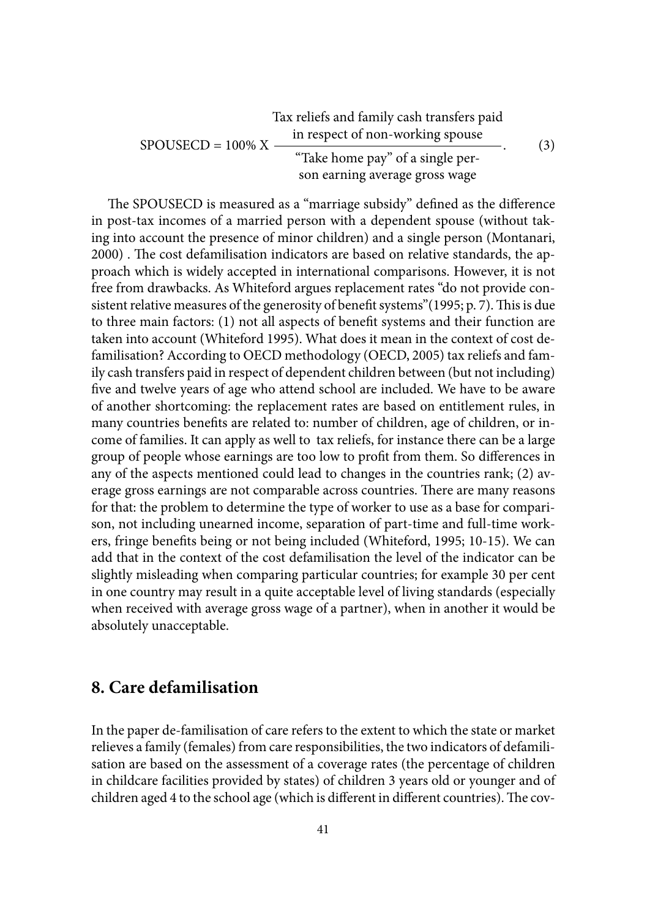$$\text{SPOUSECD} = 100\% \text{ X } \frac{\text{Tax reliefs and family cash transfers paid in respect of non-working spouse}}{\text{"Take home pay" of a single person earning average gross wage}}. \quad (3)$$

The SPOUSECD is measured as a "marriage subsidy" defined as the difference in post-tax incomes of a married person with a dependent spouse (without taking into account the presence of minor children) and a single person (Montanari, 2000) . The cost defamilisation indicators are based on relative standards, the approach which is widely accepted in international comparisons. However, it is not free from drawbacks. As Whiteford argues replacement rates "do not provide consistent relative measures of the generosity of benefit systems"(1995; p. 7). This is due to three main factors: (1) not all aspects of benefit systems and their function are taken into account (Whiteford 1995). What does it mean in the context of cost defamilisation? According to OECD methodology (OECD, 2005) tax reliefs and family cash transfers paid in respect of dependent children between (but not including) five and twelve years of age who attend school are included. We have to be aware of another shortcoming: the replacement rates are based on entitlement rules, in many countries benefits are related to: number of children, age of children, or income of families. It can apply as well to tax reliefs, for instance there can be a large group of people whose earnings are too low to profit from them. So differences in any of the aspects mentioned could lead to changes in the countries rank; (2) average gross earnings are not comparable across countries. There are many reasons for that: the problem to determine the type of worker to use as a base for comparison, not including unearned income, separation of part-time and full-time workers, fringe benefits being or not being included (Whiteford, 1995; 10-15). We can add that in the context of the cost defamilisation the level of the indicator can be slightly misleading when comparing particular countries; for example 30 per cent in one country may result in a quite acceptable level of living standards (especially when received with average gross wage of a partner), when in another it would be absolutely unacceptable.

## 8. Care defamilisation

In the paper de-familisation of care refers to the extent to which the state or market relieves a family (females) from care responsibilities, the two indicators of defamilisation are based on the assessment of a coverage rates (the percentage of children in childcare facilities provided by states) of children 3 years old or younger and of children aged 4 to the school age (which is different in different countries). The cov-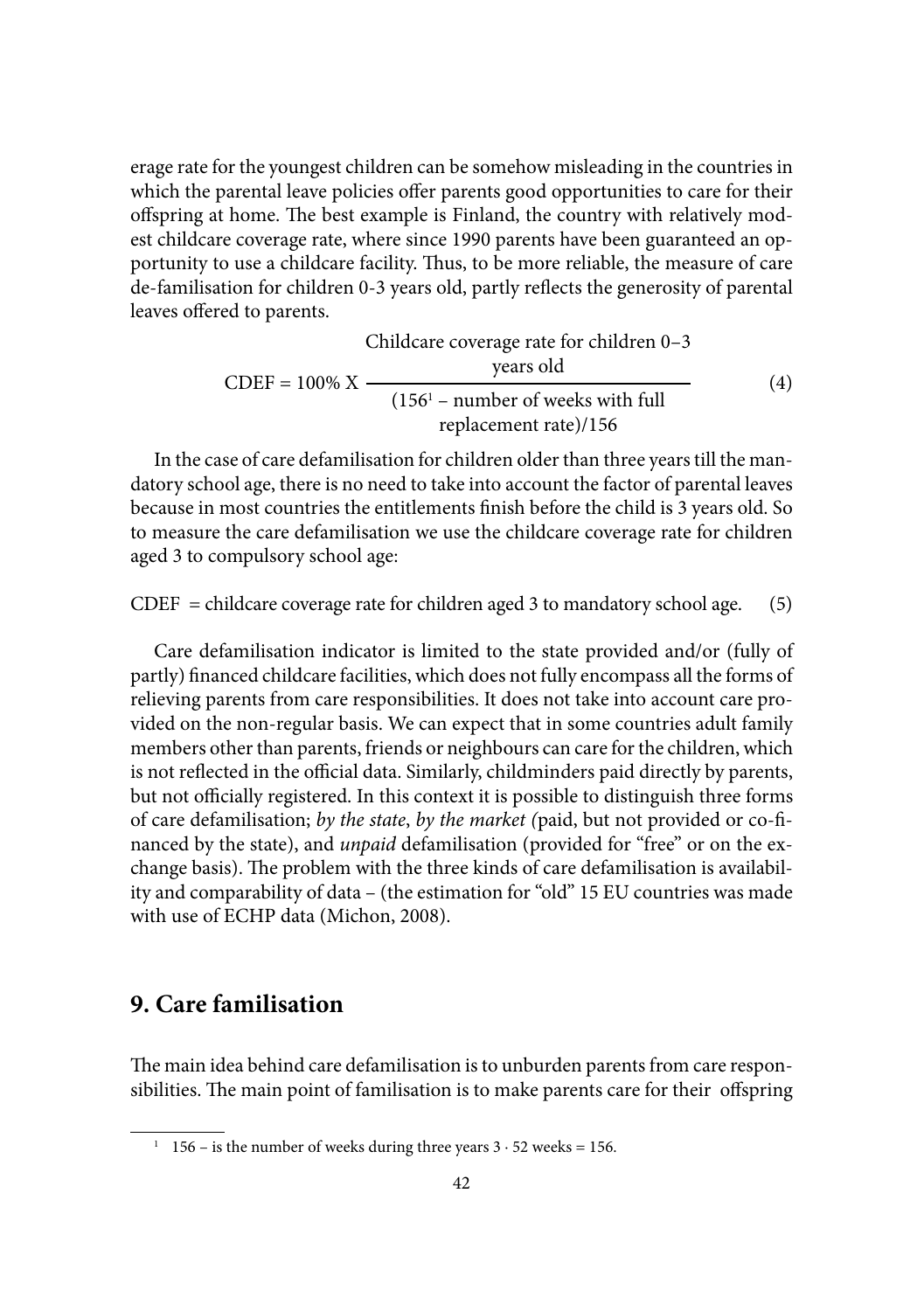erage rate for the youngest children can be somehow misleading in the countries in which the parental leave policies offer parents good opportunities to care for their offspring at home. The best example is Finland, the country with relatively modest childcare coverage rate, where since 1990 parents have been guaranteed an opportunity to use a childcare facility. Thus, to be more reliable, the measure of care de-familisation for children 0-3 years old, partly reflects the generosity of parental leaves offered to parents.

$$\text{CDEF} = 100\% \text{ X } \frac{\text{Childcare coverage rate for children 0–3 years old}}{(156^{1} - \text{number of weeks with full replacement rate})/156} \tag{4}$$

In the case of care defamilisation for children older than three years till the mandatory school age, there is no need to take into account the factor of parental leaves because in most countries the entitlements finish before the child is 3 years old. So to measure the care defamilisation we use the childcare coverage rate for children aged 3 to compulsory school age:

$$\text{CDEF} = \text{childcare coverage rate for children aged 3 to mandatory school age.} \tag{5}$$

Care defamilisation indicator is limited to the state provided and/or (fully of partly) financed childcare facilities, which does not fully encompass all the forms of relieving parents from care responsibilities. It does not take into account care provided on the non-regular basis. We can expect that in some countries adult family members other than parents, friends or neighbours can care for the children, which is not reflected in the official data. Similarly, childminders paid directly by parents, but not officially registered. In this context it is possible to distinguish three forms of care defamilisation; *by the state*, *by the market (*paid, but not provided or co-financed by the state), and *unpaid* defamilisation (provided for "free" or on the exchange basis). The problem with the three kinds of care defamilisation is availability and comparability of data – (the estimation for "old" 15 EU countries was made with use of ECHP data (Michon, 2008).

## 9. Care familisation

The main idea behind care defamilisation is to unburden parents from care responsibilities. The main point of familisation is to make parents care for their offspring

---

[1] 156 – is the number of weeks during three years 3 · 52 weeks = 156.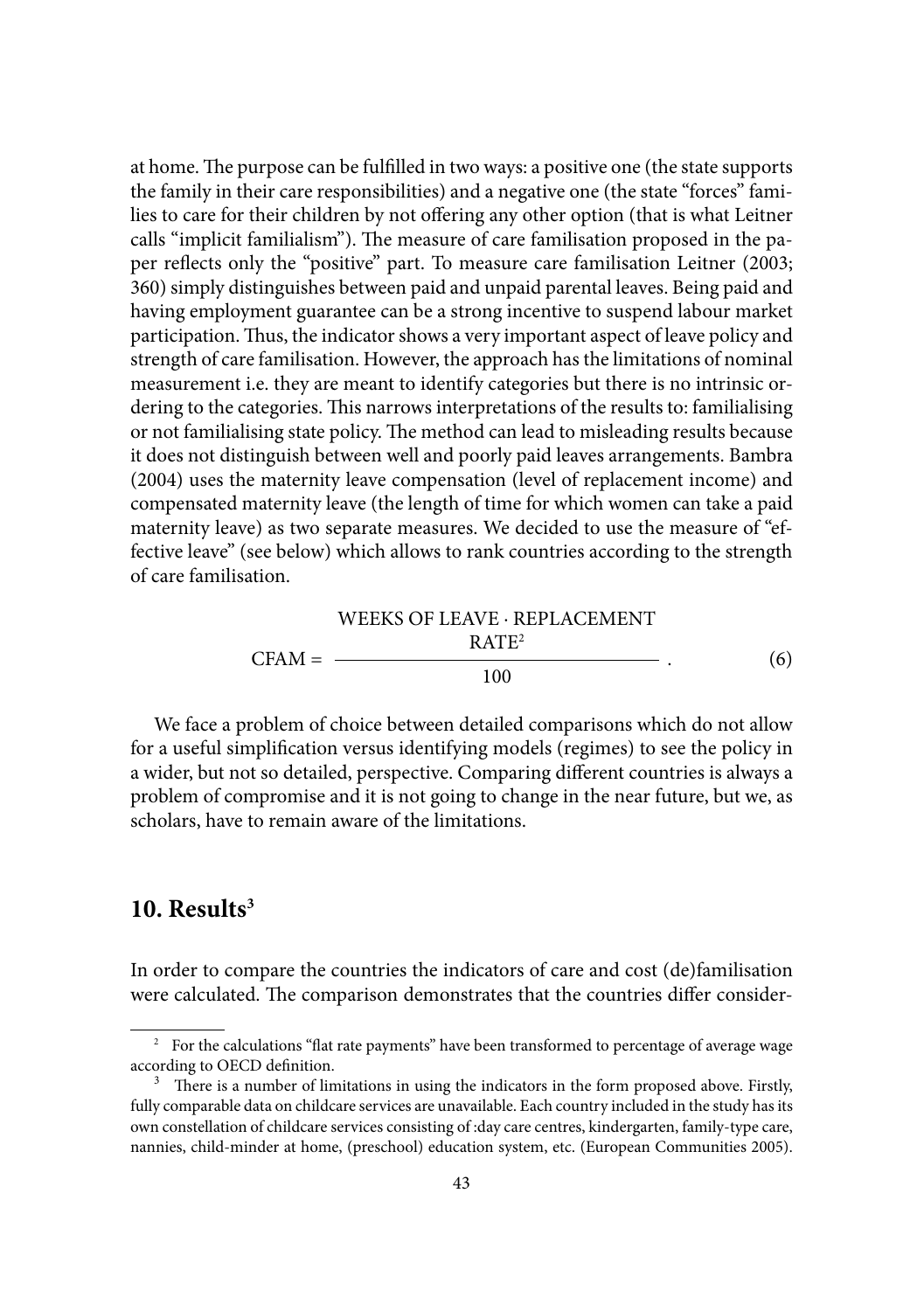at home. The purpose can be fulfilled in two ways: a positive one (the state supports the family in their care responsibilities) and a negative one (the state "forces" families to care for their children by not offering any other option (that is what Leitner calls "implicit familialism"). The measure of care familisation proposed in the paper reflects only the "positive" part. To measure care familisation Leitner (2003; 360) simply distinguishes between paid and unpaid parental leaves. Being paid and having employment guarantee can be a strong incentive to suspend labour market participation. Thus, the indicator shows a very important aspect of leave policy and strength of care familisation. However, the approach has the limitations of nominal measurement i.e. they are meant to identify categories but there is no intrinsic ordering to the categories. This narrows interpretations of the results to: familialising or not familialising state policy. The method can lead to misleading results because it does not distinguish between well and poorly paid leaves arrangements. Bambra (2004) uses the maternity leave compensation (level of replacement income) and compensated maternity leave (the length of time for which women can take a paid maternity leave) as two separate measures. We decided to use the measure of "effective leave" (see below) which allows to rank countries according to the strength of care familisation.

$$\text{CFAM} = \frac{\text{WEEKS OF LEAVE} \cdot \text{REPLACEMENT RATE}^{2}}{100}. \tag{6}$$

We face a problem of choice between detailed comparisons which do not allow for a useful simplification versus identifying models (regimes) to see the policy in a wider, but not so detailed, perspective. Comparing different countries is always a problem of compromise and it is not going to change in the near future, but we, as scholars, have to remain aware of the limitations.

## 10. Results[3]

In order to compare the countries the indicators of care and cost (de)familisation were calculated. The comparison demonstrates that the countries differ consider-

---

[2] For the calculations "flat rate payments" have been transformed to percentage of average wage according to OECD definition.

[3] There is a number of limitations in using the indicators in the form proposed above. Firstly, fully comparable data on childcare services are unavailable. Each country included in the study has its own constellation of childcare services consisting of :day care centres, kindergarten, family-type care, nannies, child-minder at home, (preschool) education system, etc. (European Communities 2005).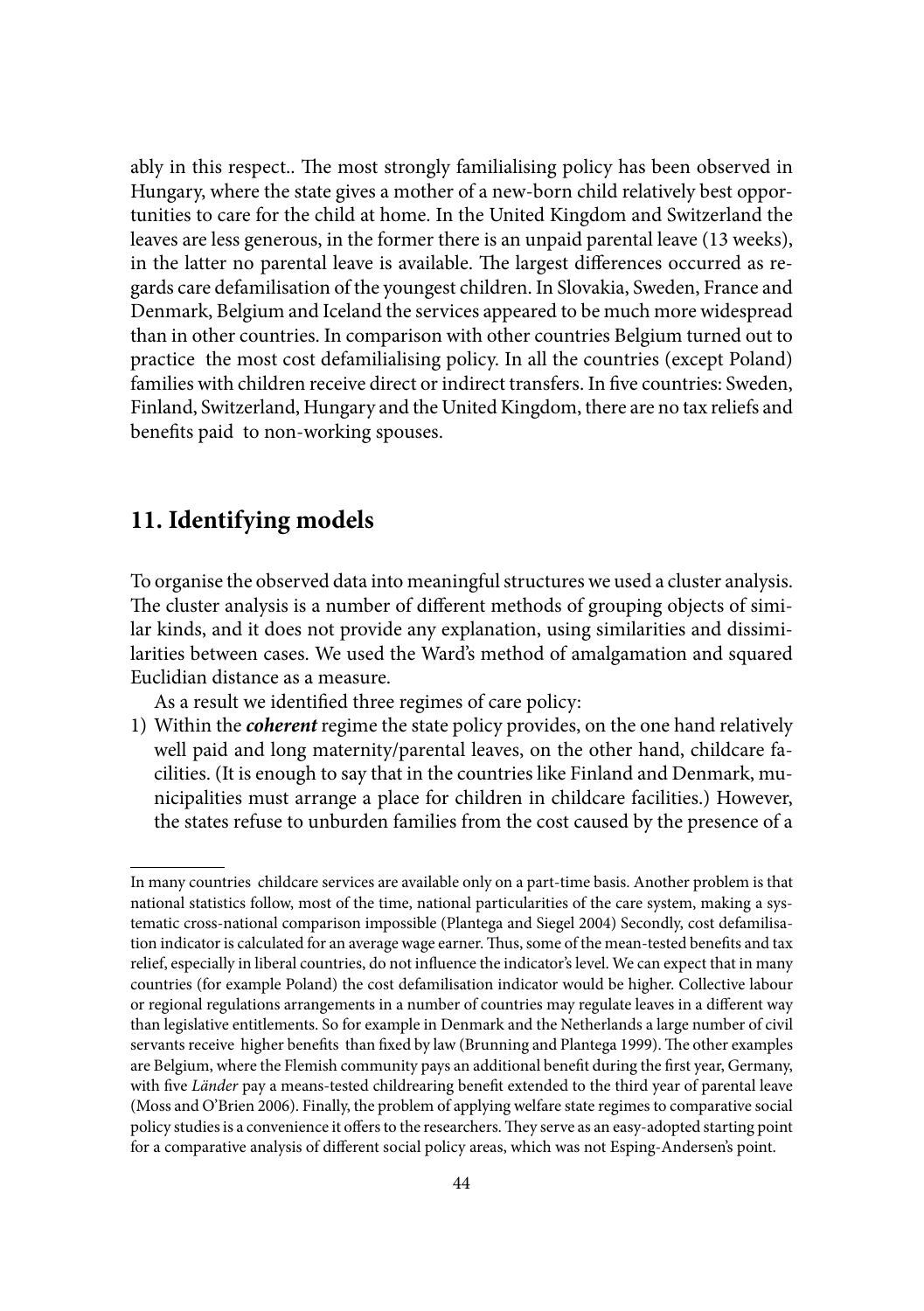ably in this respect.. The most strongly familialising policy has been observed in Hungary, where the state gives a mother of a new-born child relatively best opportunities to care for the child at home. In the United Kingdom and Switzerland the leaves are less generous, in the former there is an unpaid parental leave (13 weeks), in the latter no parental leave is available. The largest differences occurred as regards care defamilisation of the youngest children. In Slovakia, Sweden, France and Denmark, Belgium and Iceland the services appeared to be much more widespread than in other countries. In comparison with other countries Belgium turned out to practice the most cost defamilialising policy. In all the countries (except Poland) families with children receive direct or indirect transfers. In five countries: Sweden, Finland, Switzerland, Hungary and the United Kingdom, there are no tax reliefs and benefits paid to non-working spouses.

## 11. Identifying models

To organise the observed data into meaningful structures we used a cluster analysis. The cluster analysis is a number of different methods of grouping objects of similar kinds, and it does not provide any explanation, using similarities and dissimilarities between cases. We used the Ward's method of amalgamation and squared Euclidian distance as a measure.

As a result we identified three regimes of care policy:

1) Within the ***coherent*** regime the state policy provides, on the one hand relatively well paid and long maternity/parental leaves, on the other hand, childcare facilities. (It is enough to say that in the countries like Finland and Denmark, municipalities must arrange a place for children in childcare facilities.) However, the states refuse to unburden families from the cost caused by the presence of a

---

In many countries childcare services are available only on a part-time basis. Another problem is that national statistics follow, most of the time, national particularities of the care system, making a systematic cross-national comparison impossible (Plantega and Siegel 2004) Secondly, cost defamilisation indicator is calculated for an average wage earner. Thus, some of the mean-tested benefits and tax relief, especially in liberal countries, do not influence the indicator's level. We can expect that in many countries (for example Poland) the cost defamilisation indicator would be higher. Collective labour or regional regulations arrangements in a number of countries may regulate leaves in a different way than legislative entitlements. So for example in Denmark and the Netherlands a large number of civil servants receive higher benefits than fixed by law (Brunning and Plantega 1999). The other examples are Belgium, where the Flemish community pays an additional benefit during the first year, Germany, with five *Länder* pay a means-tested childrearing benefit extended to the third year of parental leave (Moss and O'Brien 2006). Finally, the problem of applying welfare state regimes to comparative social policy studies is a convenience it offers to the researchers. They serve as an easy-adopted starting point for a comparative analysis of different social policy areas, which was not Esping-Andersen's point.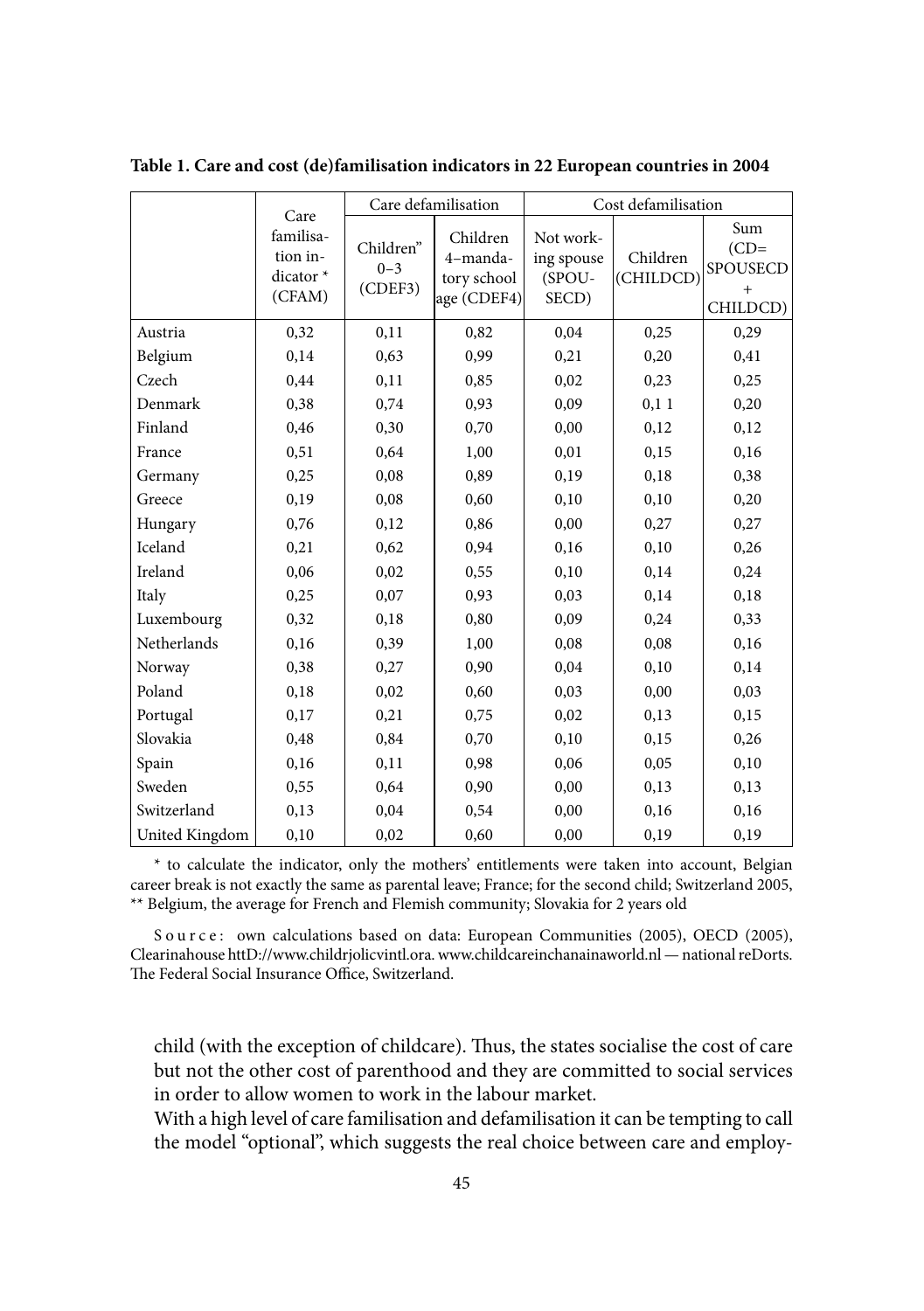**Table 1. Care and cost (de)familisation indicators in 22 European countries in 2004**

| | Care familisation indicator * (CFAM) | Care defamilisation | | Cost defamilisation | | |
|---|---|---|---|---|---|---|
| | | Children" 0–3 (CDEF3) | Children 4–mandatory school age (CDEF4) | Not working spouse (SPOUSECD) | Children (CHILDCD) | Sum (CD= SPOUSECD + CHILDCD) |
| Austria | 0,32 | 0,11 | 0,82 | 0,04 | 0,25 | 0,29 |
| Belgium | 0,14 | 0,63 | 0,99 | 0,21 | 0,20 | 0,41 |
| Czech | 0,44 | 0,11 | 0,85 | 0,02 | 0,23 | 0,25 |
| Denmark | 0,38 | 0,74 | 0,93 | 0,09 | 0,1 1 | 0,20 |
| Finland | 0,46 | 0,30 | 0,70 | 0,00 | 0,12 | 0,12 |
| France | 0,51 | 0,64 | 1,00 | 0,01 | 0,15 | 0,16 |
| Germany | 0,25 | 0,08 | 0,89 | 0,19 | 0,18 | 0,38 |
| Greece | 0,19 | 0,08 | 0,60 | 0,10 | 0,10 | 0,20 |
| Hungary | 0,76 | 0,12 | 0,86 | 0,00 | 0,27 | 0,27 |
| Iceland | 0,21 | 0,62 | 0,94 | 0,16 | 0,10 | 0,26 |
| Ireland | 0,06 | 0,02 | 0,55 | 0,10 | 0,14 | 0,24 |
| Italy | 0,25 | 0,07 | 0,93 | 0,03 | 0,14 | 0,18 |
| Luxembourg | 0,32 | 0,18 | 0,80 | 0,09 | 0,24 | 0,33 |
| Netherlands | 0,16 | 0,39 | 1,00 | 0,08 | 0,08 | 0,16 |
| Norway | 0,38 | 0,27 | 0,90 | 0,04 | 0,10 | 0,14 |
| Poland | 0,18 | 0,02 | 0,60 | 0,03 | 0,00 | 0,03 |
| Portugal | 0,17 | 0,21 | 0,75 | 0,02 | 0,13 | 0,15 |
| Slovakia | 0,48 | 0,84 | 0,70 | 0,10 | 0,15 | 0,26 |
| Spain | 0,16 | 0,11 | 0,98 | 0,06 | 0,05 | 0,10 |
| Sweden | 0,55 | 0,64 | 0,90 | 0,00 | 0,13 | 0,13 |
| Switzerland | 0,13 | 0,04 | 0,54 | 0,00 | 0,16 | 0,16 |
| United Kingdom | 0,10 | 0,02 | 0,60 | 0,00 | 0,19 | 0,19 |

\* to calculate the indicator, only the mothers' entitlements were taken into account, Belgian career break is not exactly the same as parental leave; France; for the second child; Switzerland 2005, ** Belgium, the average for French and Flemish community; Slovakia for 2 years old

Source: own calculations based on data: European Communities (2005), OECD (2005), Clearinahouse httD://www.childrjolicvintl.ora. www.childcareinchanainaworld.nl — national reDorts. The Federal Social Insurance Office, Switzerland.

child (with the exception of childcare). Thus, the states socialise the cost of care but not the other cost of parenthood and they are committed to social services in order to allow women to work in the labour market.

With a high level of care familisation and defamilisation it can be tempting to call the model "optional", which suggests the real choice between care and employ-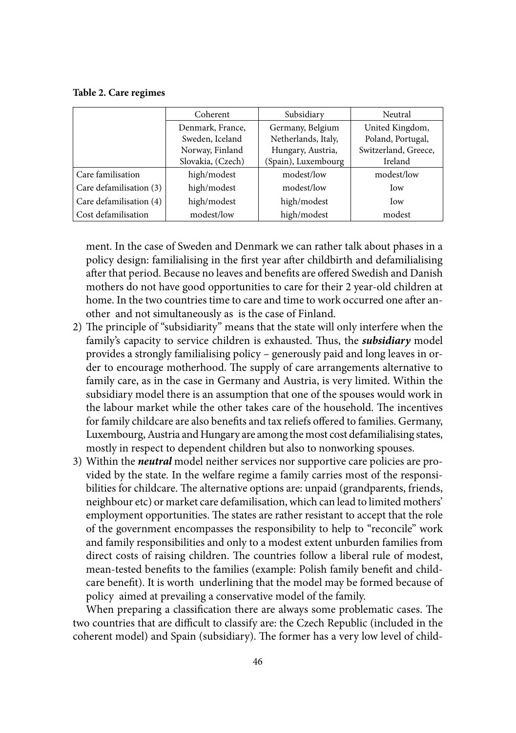**Table 2. Care regimes**

| | Coherent | Subsidiary | Neutral |
|---|---|---|---|
| | Denmark, France, Sweden, Iceland Norway, Finland Slovakia, (Czech) | Germany, Belgium Netherlands, Italy, Hungary, Austria, (Spain), Luxembourg | United Kingdom, Poland, Portugal, Switzerland, Greece, Ireland |
| Care familisation | high/modest | modest/low | modest/low |
| Care defamilisation (3) | high/modest | modest/low | Iow |
| Care defamilisation (4) | high/modest | high/modest | Iow |
| Cost defamilisation | modest/low | high/modest | modest |

ment. In the case of Sweden and Denmark we can rather talk about phases in a policy design: familialising in the first year after childbirth and defamilialising after that period. Because no leaves and benefits are offered Swedish and Danish mothers do not have good opportunities to care for their 2 year-old children at home. In the two countries time to care and time to work occurred one after another and not simultaneously as is the case of Finland.

2) The principle of "subsidiarity" means that the state will only interfere when the family's capacity to service children is exhausted. Thus, the ***subsidiary*** model provides a strongly familialising policy – generously paid and long leaves in order to encourage motherhood. The supply of care arrangements alternative to family care, as in the case in Germany and Austria, is very limited. Within the subsidiary model there is an assumption that one of the spouses would work in the labour market while the other takes care of the household. The incentives for family childcare are also benefits and tax reliefs offered to families. Germany, Luxembourg, Austria and Hungary are among the most cost defamilialising states, mostly in respect to dependent children but also to nonworking spouses.
3) Within the ***neutral*** model neither services nor supportive care policies are provided by the state. In the welfare regime a family carries most of the responsibilities for childcare. The alternative options are: unpaid (grandparents, friends, neighbour etc) or market care defamilisation, which can lead to limited mothers' employment opportunities. The states are rather resistant to accept that the role of the government encompasses the responsibility to help to "reconcile" work and family responsibilities and only to a modest extent unburden families from direct costs of raising children. The countries follow a liberal rule of modest, mean-tested benefits to the families (example: Polish family benefit and childcare benefit). It is worth underlining that the model may be formed because of policy aimed at prevailing a conservative model of the family.

When preparing a classification there are always some problematic cases. The two countries that are difficult to classify are: the Czech Republic (included in the coherent model) and Spain (subsidiary). The former has a very low level of child-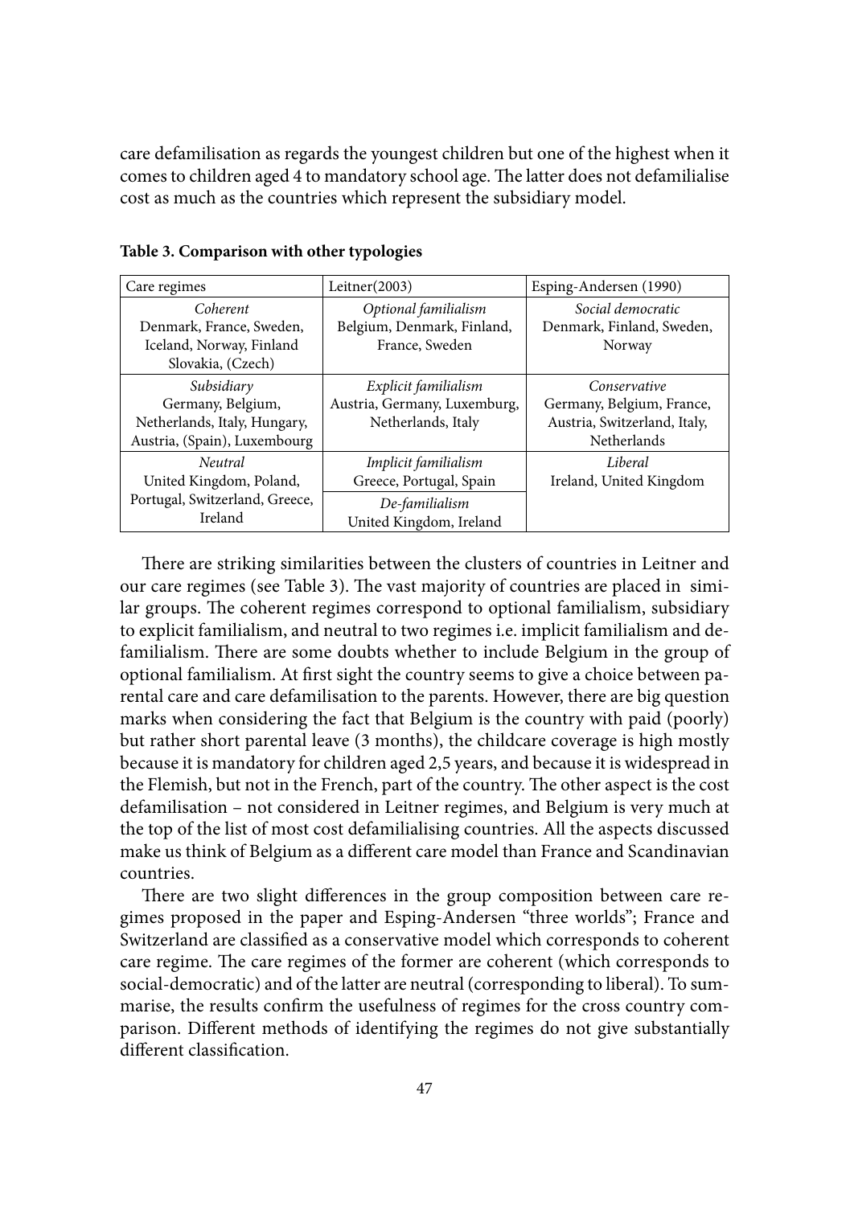care defamilisation as regards the youngest children but one of the highest when it comes to children aged 4 to mandatory school age. The latter does not defamilialise cost as much as the countries which represent the subsidiary model.

**Table 3. Comparison with other typologies**

| Care regimes | Leitner(2003) | Esping-Andersen (1990) |
|---|---|---|
| *Coherent* Denmark, France, Sweden, Iceland, Norway, Finland Slovakia, (Czech) | *Optional familialism* Belgium, Denmark, Finland, France, Sweden | *Social democratic* Denmark, Finland, Sweden, Norway |
| *Subsidiary* Germany, Belgium, Netherlands, Italy, Hungary, Austria, (Spain), Luxembourg | *Explicit familialism* Austria, Germany, Luxemburg, Netherlands, Italy | *Conservative* Germany, Belgium, France, Austria, Switzerland, Italy, Netherlands |
| *Neutral* United Kingdom, Poland, Portugal, Switzerland, Greece, Ireland | *Implicit familialism* Greece, Portugal, Spain; *De-familialism* United Kingdom, Ireland | *Liberal* Ireland, United Kingdom |

There are striking similarities between the clusters of countries in Leitner and our care regimes (see Table 3). The vast majority of countries are placed in similar groups. The coherent regimes correspond to optional familialism, subsidiary to explicit familialism, and neutral to two regimes i.e. implicit familialism and defamilialism. There are some doubts whether to include Belgium in the group of optional familialism. At first sight the country seems to give a choice between parental care and care defamilisation to the parents. However, there are big question marks when considering the fact that Belgium is the country with paid (poorly) but rather short parental leave (3 months), the childcare coverage is high mostly because it is mandatory for children aged 2,5 years, and because it is widespread in the Flemish, but not in the French, part of the country. The other aspect is the cost defamilisation – not considered in Leitner regimes, and Belgium is very much at the top of the list of most cost defamilialising countries. All the aspects discussed make us think of Belgium as a different care model than France and Scandinavian countries.

There are two slight differences in the group composition between care regimes proposed in the paper and Esping-Andersen "three worlds"; France and Switzerland are classified as a conservative model which corresponds to coherent care regime. The care regimes of the former are coherent (which corresponds to social-democratic) and of the latter are neutral (corresponding to liberal). To summarise, the results confirm the usefulness of regimes for the cross country comparison. Different methods of identifying the regimes do not give substantially different classification.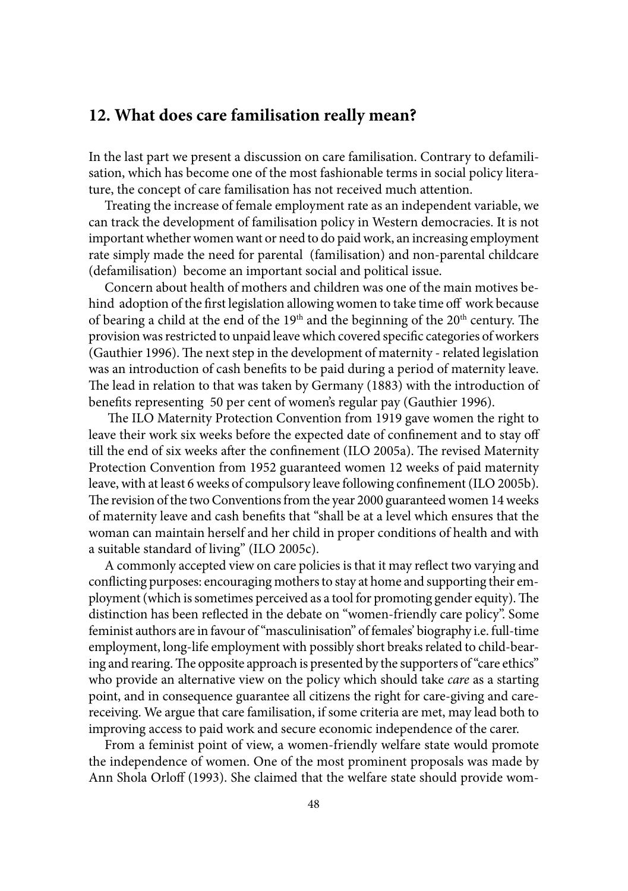## 12. What does care familisation really mean?

In the last part we present a discussion on care familisation. Contrary to defamilisation, which has become one of the most fashionable terms in social policy literature, the concept of care familisation has not received much attention.

Treating the increase of female employment rate as an independent variable, we can track the development of familisation policy in Western democracies. It is not important whether women want or need to do paid work, an increasing employment rate simply made the need for parental (familisation) and non-parental childcare (defamilisation) become an important social and political issue.

Concern about health of mothers and children was one of the main motives behind adoption of the first legislation allowing women to take time off work because of bearing a child at the end of the 19th and the beginning of the 20th century. The provision was restricted to unpaid leave which covered specific categories of workers (Gauthier 1996). The next step in the development of maternity - related legislation was an introduction of cash benefits to be paid during a period of maternity leave. The lead in relation to that was taken by Germany (1883) with the introduction of benefits representing 50 per cent of women's regular pay (Gauthier 1996).

The ILO Maternity Protection Convention from 1919 gave women the right to leave their work six weeks before the expected date of confinement and to stay off till the end of six weeks after the confinement (ILO 2005a). The revised Maternity Protection Convention from 1952 guaranteed women 12 weeks of paid maternity leave, with at least 6 weeks of compulsory leave following confinement (ILO 2005b). The revision of the two Conventions from the year 2000 guaranteed women 14 weeks of maternity leave and cash benefits that "shall be at a level which ensures that the woman can maintain herself and her child in proper conditions of health and with a suitable standard of living" (ILO 2005c).

A commonly accepted view on care policies is that it may reflect two varying and conflicting purposes: encouraging mothers to stay at home and supporting their employment (which is sometimes perceived as a tool for promoting gender equity). The distinction has been reflected in the debate on "women-friendly care policy". Some feminist authors are in favour of "masculinisation" of females' biography i.e. full-time employment, long-life employment with possibly short breaks related to child-bearing and rearing. The opposite approach is presented by the supporters of "care ethics" who provide an alternative view on the policy which should take *care* as a starting point, and in consequence guarantee all citizens the right for care-giving and care-receiving. We argue that care familisation, if some criteria are met, may lead both to improving access to paid work and secure economic independence of the carer.

From a feminist point of view, a women-friendly welfare state would promote the independence of women. One of the most prominent proposals was made by Ann Shola Orloff (1993). She claimed that the welfare state should provide wom-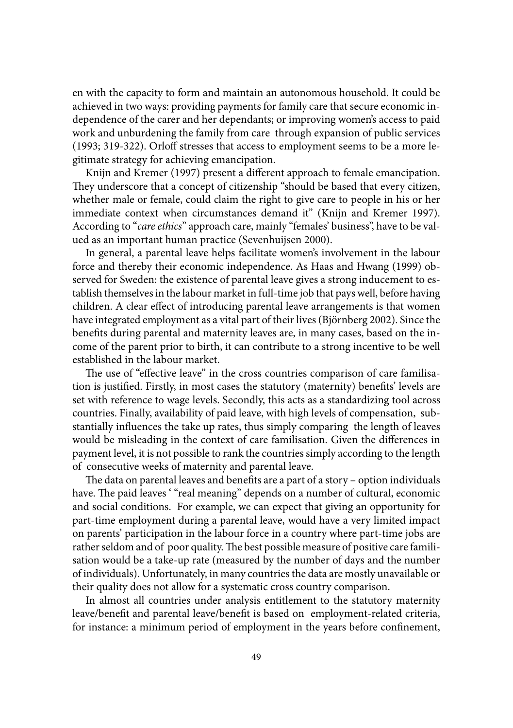en with the capacity to form and maintain an autonomous household. It could be achieved in two ways: providing payments for family care that secure economic independence of the carer and her dependants; or improving women's access to paid work and unburdening the family from care through expansion of public services (1993; 319-322). Orloff stresses that access to employment seems to be a more legitimate strategy for achieving emancipation.

Knijn and Kremer (1997) present a different approach to female emancipation. They underscore that a concept of citizenship "should be based that every citizen, whether male or female, could claim the right to give care to people in his or her immediate context when circumstances demand it" (Knijn and Kremer 1997). According to "*care ethics*" approach care, mainly "females' business", have to be valued as an important human practice (Sevenhuijsen 2000).

In general, a parental leave helps facilitate women's involvement in the labour force and thereby their economic independence. As Haas and Hwang (1999) observed for Sweden: the existence of parental leave gives a strong inducement to establish themselves in the labour market in full-time job that pays well, before having children. A clear effect of introducing parental leave arrangements is that women have integrated employment as a vital part of their lives (Björnberg 2002). Since the benefits during parental and maternity leaves are, in many cases, based on the income of the parent prior to birth, it can contribute to a strong incentive to be well established in the labour market.

The use of "effective leave" in the cross countries comparison of care familisation is justified. Firstly, in most cases the statutory (maternity) benefits' levels are set with reference to wage levels. Secondly, this acts as a standardizing tool across countries. Finally, availability of paid leave, with high levels of compensation, substantially influences the take up rates, thus simply comparing the length of leaves would be misleading in the context of care familisation. Given the differences in payment level, it is not possible to rank the countries simply according to the length of consecutive weeks of maternity and parental leave.

The data on parental leaves and benefits are a part of a story – option individuals have. The paid leaves ' "real meaning" depends on a number of cultural, economic and social conditions. For example, we can expect that giving an opportunity for part-time employment during a parental leave, would have a very limited impact on parents' participation in the labour force in a country where part-time jobs are rather seldom and of poor quality. The best possible measure of positive care familisation would be a take-up rate (measured by the number of days and the number of individuals). Unfortunately, in many countries the data are mostly unavailable or their quality does not allow for a systematic cross country comparison.

In almost all countries under analysis entitlement to the statutory maternity leave/benefit and parental leave/benefit is based on employment-related criteria, for instance: a minimum period of employment in the years before confinement,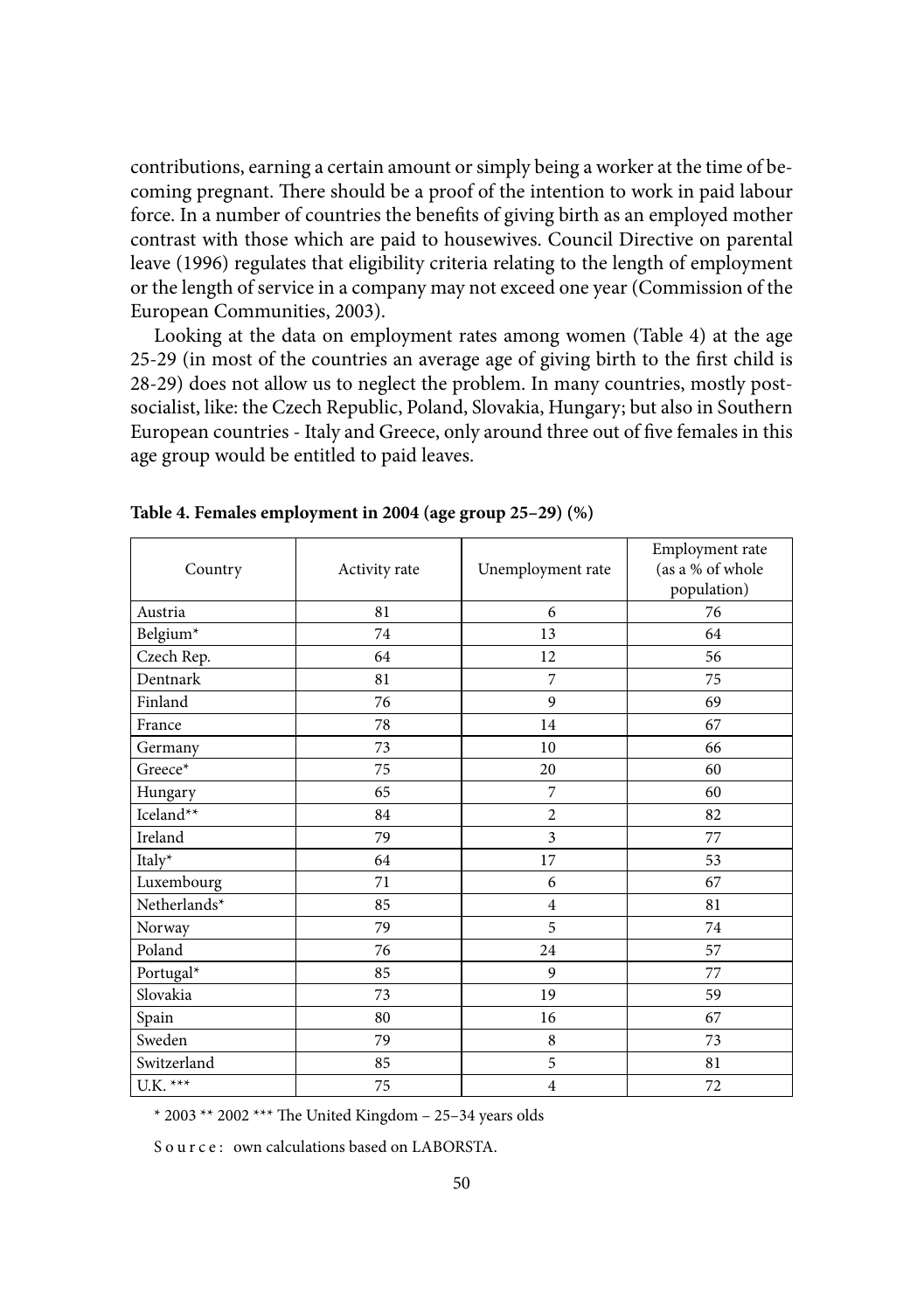contributions, earning a certain amount or simply being a worker at the time of becoming pregnant. There should be a proof of the intention to work in paid labour force. In a number of countries the benefits of giving birth as an employed mother contrast with those which are paid to housewives. Council Directive on parental leave (1996) regulates that eligibility criteria relating to the length of employment or the length of service in a company may not exceed one year (Commission of the European Communities, 2003).

Looking at the data on employment rates among women (Table 4) at the age 25-29 (in most of the countries an average age of giving birth to the first child is 28-29) does not allow us to neglect the problem. In many countries, mostly post-socialist, like: the Czech Republic, Poland, Slovakia, Hungary; but also in Southern European countries - Italy and Greece, only around three out of five females in this age group would be entitled to paid leaves.

**Table 4. Females employment in 2004 (age group 25–29) (%)**

| Country | Activity rate | Unemployment rate | Employment rate (as a % of whole population) |
|---|---|---|---|
| Austria | 81 | 6 | 76 |
| Belgium* | 74 | 13 | 64 |
| Czech Rep. | 64 | 12 | 56 |
| Dentnark | 81 | 7 | 75 |
| Finland | 76 | 9 | 69 |
| France | 78 | 14 | 67 |
| Germany | 73 | 10 | 66 |
| Greece* | 75 | 20 | 60 |
| Hungary | 65 | 7 | 60 |
| Iceland** | 84 | 2 | 82 |
| Ireland | 79 | 3 | 77 |
| Italy* | 64 | 17 | 53 |
| Luxembourg | 71 | 6 | 67 |
| Netherlands* | 85 | 4 | 81 |
| Norway | 79 | 5 | 74 |
| Poland | 76 | 24 | 57 |
| Portugal* | 85 | 9 | 77 |
| Slovakia | 73 | 19 | 59 |
| Spain | 80 | 16 | 67 |
| Sweden | 79 | 8 | 73 |
| Switzerland | 85 | 5 | 81 |
| U.K. *** | 75 | 4 | 72 |

\* 2003 ** 2002 *** The United Kingdom – 25–34 years olds

Source: own calculations based on LABORSTA.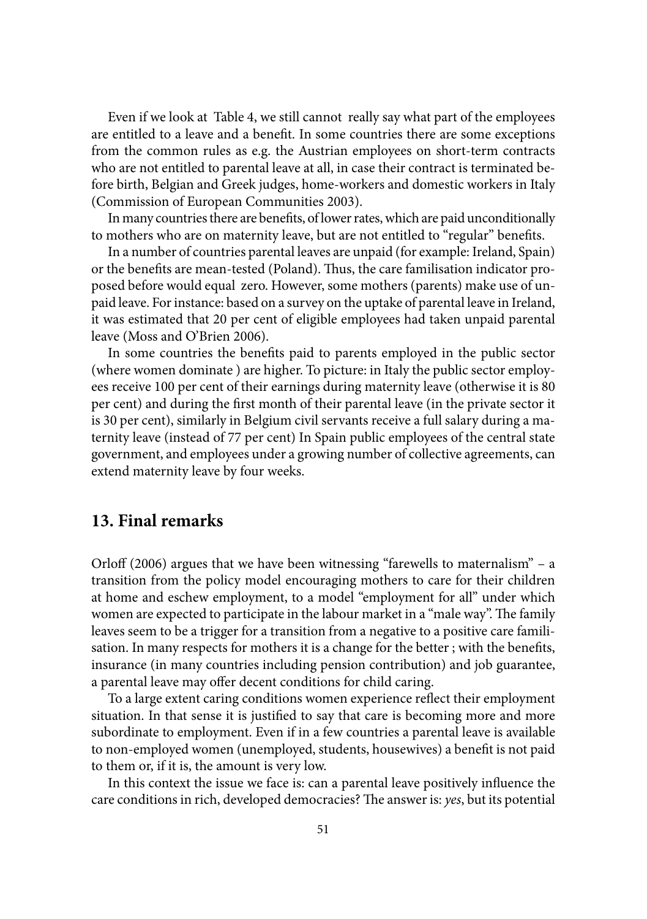Even if we look at Table 4, we still cannot really say what part of the employees are entitled to a leave and a benefit. In some countries there are some exceptions from the common rules as e.g. the Austrian employees on short-term contracts who are not entitled to parental leave at all, in case their contract is terminated before birth, Belgian and Greek judges, home-workers and domestic workers in Italy (Commission of European Communities 2003).

In many countries there are benefits, of lower rates, which are paid unconditionally to mothers who are on maternity leave, but are not entitled to "regular" benefits.

In a number of countries parental leaves are unpaid (for example: Ireland, Spain) or the benefits are mean-tested (Poland). Thus, the care familisation indicator proposed before would equal zero. However, some mothers (parents) make use of unpaid leave. For instance: based on a survey on the uptake of parental leave in Ireland, it was estimated that 20 per cent of eligible employees had taken unpaid parental leave (Moss and O'Brien 2006).

In some countries the benefits paid to parents employed in the public sector (where women dominate ) are higher. To picture: in Italy the public sector employees receive 100 per cent of their earnings during maternity leave (otherwise it is 80 per cent) and during the first month of their parental leave (in the private sector it is 30 per cent), similarly in Belgium civil servants receive a full salary during a maternity leave (instead of 77 per cent) In Spain public employees of the central state government, and employees under a growing number of collective agreements, can extend maternity leave by four weeks.

## 13. Final remarks

Orloff (2006) argues that we have been witnessing "farewells to maternalism" – a transition from the policy model encouraging mothers to care for their children at home and eschew employment, to a model "employment for all" under which women are expected to participate in the labour market in a "male way". The family leaves seem to be a trigger for a transition from a negative to a positive care familisation. In many respects for mothers it is a change for the better ; with the benefits, insurance (in many countries including pension contribution) and job guarantee, a parental leave may offer decent conditions for child caring.

To a large extent caring conditions women experience reflect their employment situation. In that sense it is justified to say that care is becoming more and more subordinate to employment. Even if in a few countries a parental leave is available to non-employed women (unemployed, students, housewives) a benefit is not paid to them or, if it is, the amount is very low.

In this context the issue we face is: can a parental leave positively influence the care conditions in rich, developed democracies? The answer is: *yes*, but its potential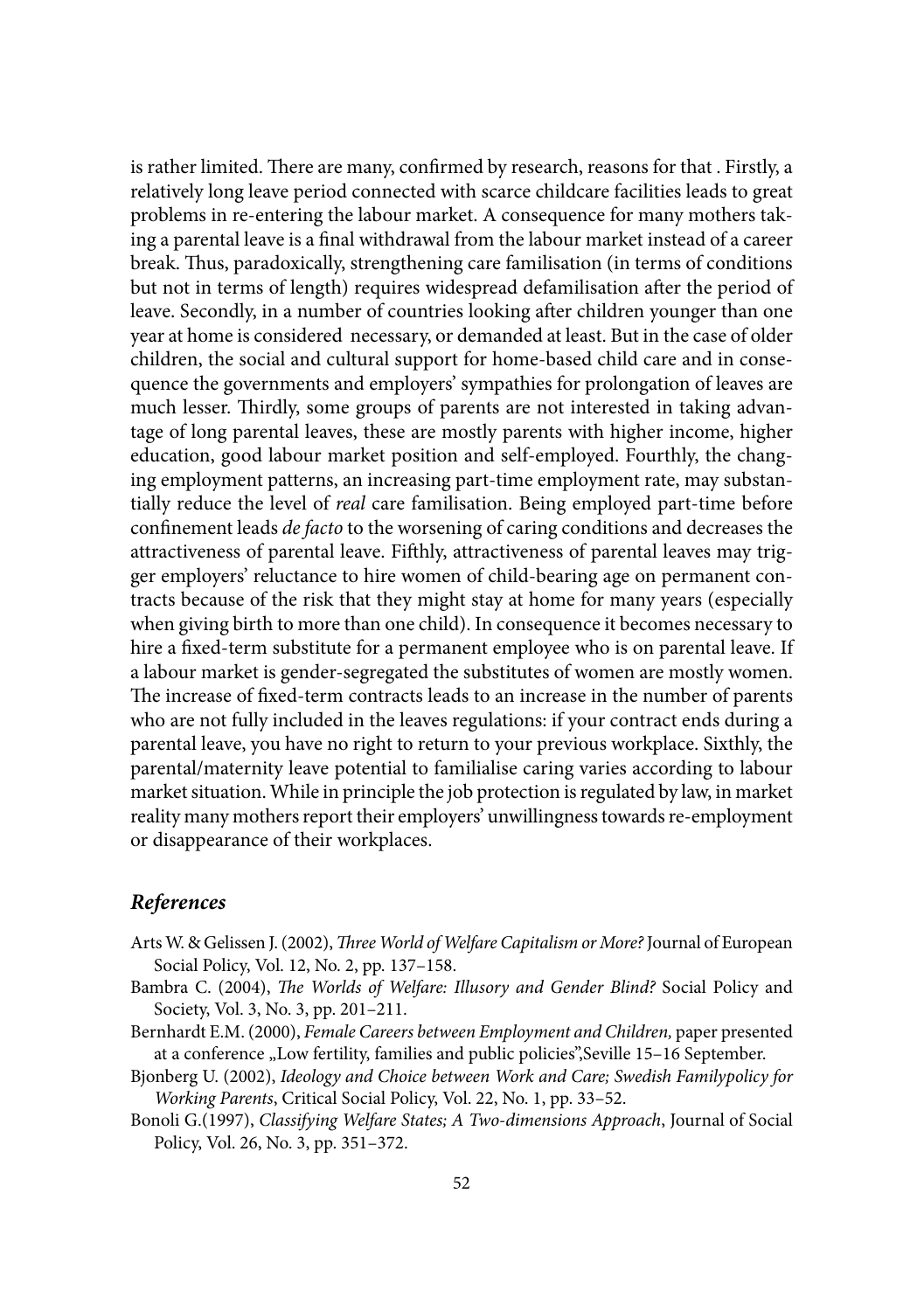is rather limited. There are many, confirmed by research, reasons for that . Firstly, a relatively long leave period connected with scarce childcare facilities leads to great problems in re-entering the labour market. A consequence for many mothers taking a parental leave is a final withdrawal from the labour market instead of a career break. Thus, paradoxically, strengthening care familisation (in terms of conditions but not in terms of length) requires widespread defamilisation after the period of leave. Secondly, in a number of countries looking after children younger than one year at home is considered necessary, or demanded at least. But in the case of older children, the social and cultural support for home-based child care and in consequence the governments and employers' sympathies for prolongation of leaves are much lesser. Thirdly, some groups of parents are not interested in taking advantage of long parental leaves, these are mostly parents with higher income, higher education, good labour market position and self-employed. Fourthly, the changing employment patterns, an increasing part-time employment rate, may substantially reduce the level of *real* care familisation. Being employed part-time before confinement leads *de facto* to the worsening of caring conditions and decreases the attractiveness of parental leave. Fifthly, attractiveness of parental leaves may trigger employers' reluctance to hire women of child-bearing age on permanent contracts because of the risk that they might stay at home for many years (especially when giving birth to more than one child). In consequence it becomes necessary to hire a fixed-term substitute for a permanent employee who is on parental leave. If a labour market is gender-segregated the substitutes of women are mostly women. The increase of fixed-term contracts leads to an increase in the number of parents who are not fully included in the leaves regulations: if your contract ends during a parental leave, you have no right to return to your previous workplace. Sixthly, the parental/maternity leave potential to familialise caring varies according to labour market situation. While in principle the job protection is regulated by law, in market reality many mothers report their employers' unwillingness towards re-employment or disappearance of their workplaces.

## *References*

Arts W. & Gelissen J. (2002), *Three World of Welfare Capitalism or More?* Journal of European Social Policy, Vol. 12, No. 2, pp. 137–158.

Bambra C. (2004), *The Worlds of Welfare: Illusory and Gender Blind?* Social Policy and Society, Vol. 3, No. 3, pp. 201–211.

Bernhardt E.M. (2000), *Female Careers between Employment and Children,* paper presented at a conference „Low fertility, families and public policies",Seville 15–16 September.

Bjonberg U. (2002), *Ideology and Choice between Work and Care; Swedish Familypolicy for Working Parents*, Critical Social Policy, Vol. 22, No. 1, pp. 33–52.

Bonoli G.(1997), *Classifying Welfare States; A Two-dimensions Approach*, Journal of Social Policy, Vol. 26, No. 3, pp. 351–372.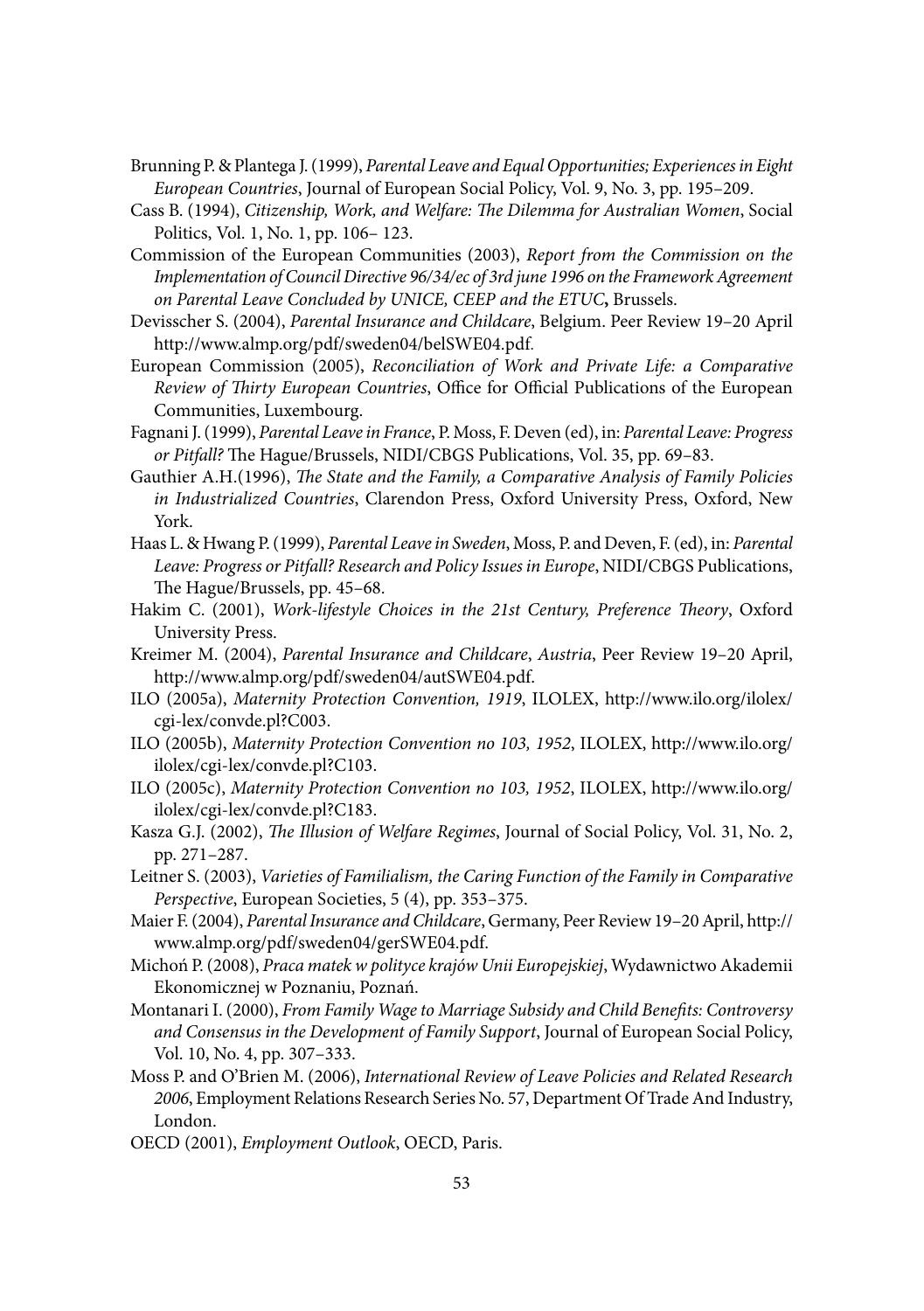Brunning P. & Plantega J. (1999), *Parental Leave and Equal Opportunities; Experiences in Eight European Countries*, Journal of European Social Policy, Vol. 9, No. 3, pp. 195–209.

Cass B. (1994), *Citizenship, Work, and Welfare: The Dilemma for Australian Women*, Social Politics, Vol. 1, No. 1, pp. 106– 123.

Commission of the European Communities (2003), *Report from the Commission on the Implementation of Council Directive 96/34/ec of 3rd june 1996 on the Framework Agreement on Parental Leave Concluded by UNICE, CEEP and the ETUC***,** Brussels.

Devisscher S. (2004), *Parental Insurance and Childcare*, Belgium. Peer Review 19–20 April http://www.almp.org/pdf/sweden04/belSWE04.pdf.

European Commission (2005), *Reconciliation of Work and Private Life: a Comparative Review of Thirty European Countries*, Office for Official Publications of the European Communities, Luxembourg.

Fagnani J. (1999), *Parental Leave in France*, P. Moss, F. Deven (ed), in: *Parental Leave: Progress or Pitfall?* The Hague/Brussels, NIDI/CBGS Publications, Vol. 35, pp. 69–83.

Gauthier A.H.(1996), *The State and the Family, a Comparative Analysis of Family Policies in Industrialized Countries*, Clarendon Press, Oxford University Press, Oxford, New York.

Haas L. & Hwang P. (1999), *Parental Leave in Sweden*, Moss, P. and Deven, F. (ed), in: *Parental Leave: Progress or Pitfall? Research and Policy Issues in Europe*, NIDI/CBGS Publications, The Hague/Brussels, pp. 45–68.

Hakim C. (2001), *Work-lifestyle Choices in the 21st Century, Preference Theory*, Oxford University Press.

Kreimer M. (2004), *Parental Insurance and Childcare*, *Austria*, Peer Review 19–20 April, http://www.almp.org/pdf/sweden04/autSWE04.pdf.

ILO (2005a), *Maternity Protection Convention, 1919*, ILOLEX, http://www.ilo.org/ilolex/cgi-lex/convde.pl?C003.

ILO (2005b), *Maternity Protection Convention no 103, 1952*, ILOLEX, http://www.ilo.org/ilolex/cgi-lex/convde.pl?C103.

ILO (2005c), *Maternity Protection Convention no 103, 1952*, ILOLEX, http://www.ilo.org/ilolex/cgi-lex/convde.pl?C183.

Kasza G.J. (2002), *The Illusion of Welfare Regimes*, Journal of Social Policy, Vol. 31, No. 2, pp. 271–287.

Leitner S. (2003), *Varieties of Familialism, the Caring Function of the Family in Comparative Perspective*, European Societies, 5 (4), pp. 353–375.

Maier F. (2004), *Parental Insurance and Childcare*, Germany, Peer Review 19–20 April, http://www.almp.org/pdf/sweden04/gerSWE04.pdf.

Michoń P. (2008), *Praca matek w polityce krajów Unii Europejskiej*, Wydawnictwo Akademii Ekonomicznej w Poznaniu, Poznań.

Montanari I. (2000), *From Family Wage to Marriage Subsidy and Child Benefits: Controversy and Consensus in the Development of Family Support*, Journal of European Social Policy, Vol. 10, No. 4, pp. 307–333.

Moss P. and O'Brien M. (2006), *International Review of Leave Policies and Related Research 2006*, Employment Relations Research Series No. 57, Department Of Trade And Industry, London.

OECD (2001), *Employment Outlook*, OECD, Paris.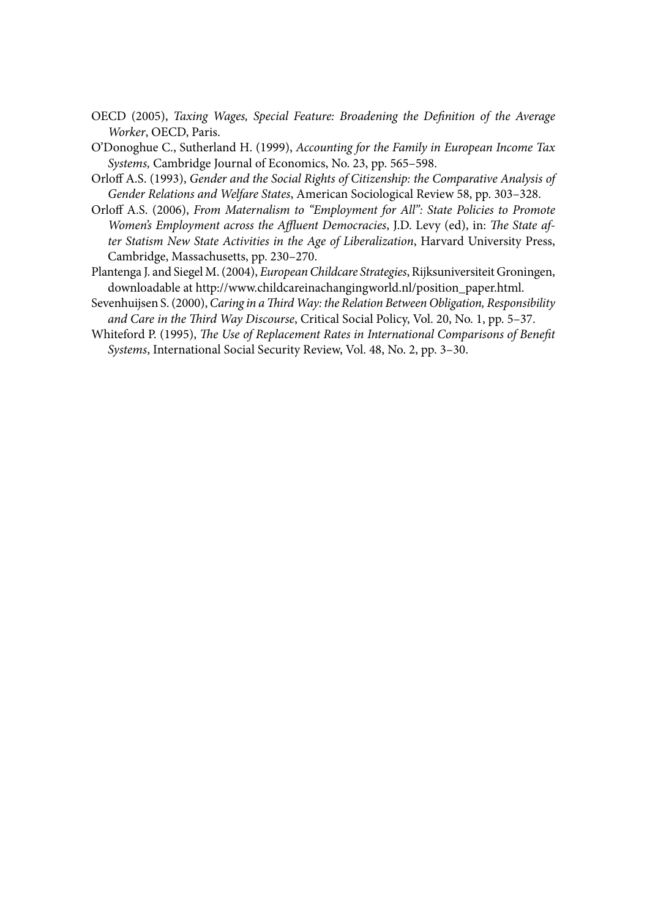OECD (2005), *Taxing Wages, Special Feature: Broadening the Definition of the Average Worker*, OECD, Paris.

O'Donoghue C., Sutherland H. (1999), *Accounting for the Family in European Income Tax Systems,* Cambridge Journal of Economics, No. 23, pp. 565–598.

Orloff A.S. (1993), *Gender and the Social Rights of Citizenship: the Comparative Analysis of Gender Relations and Welfare States*, American Sociological Review 58, pp. 303–328.

Orloff A.S. (2006), *From Maternalism to "Employment for All": State Policies to Promote Women's Employment across the Affluent Democracies*, J.D. Levy (ed), in: *The State after Statism New State Activities in the Age of Liberalization*, Harvard University Press, Cambridge, Massachusetts, pp. 230–270.

Plantenga J. and Siegel M. (2004), *European Childcare Strategies*, Rijksuniversiteit Groningen, downloadable at http://www.childcareinachangingworld.nl/position_paper.html.

Sevenhuijsen S. (2000), *Caring in a Third Way: the Relation Between Obligation, Responsibility and Care in the Third Way Discourse*, Critical Social Policy, Vol. 20, No. 1, pp. 5–37.

Whiteford P. (1995), *The Use of Replacement Rates in International Comparisons of Benefit Systems*, International Social Security Review, Vol. 48, No. 2, pp. 3–30.